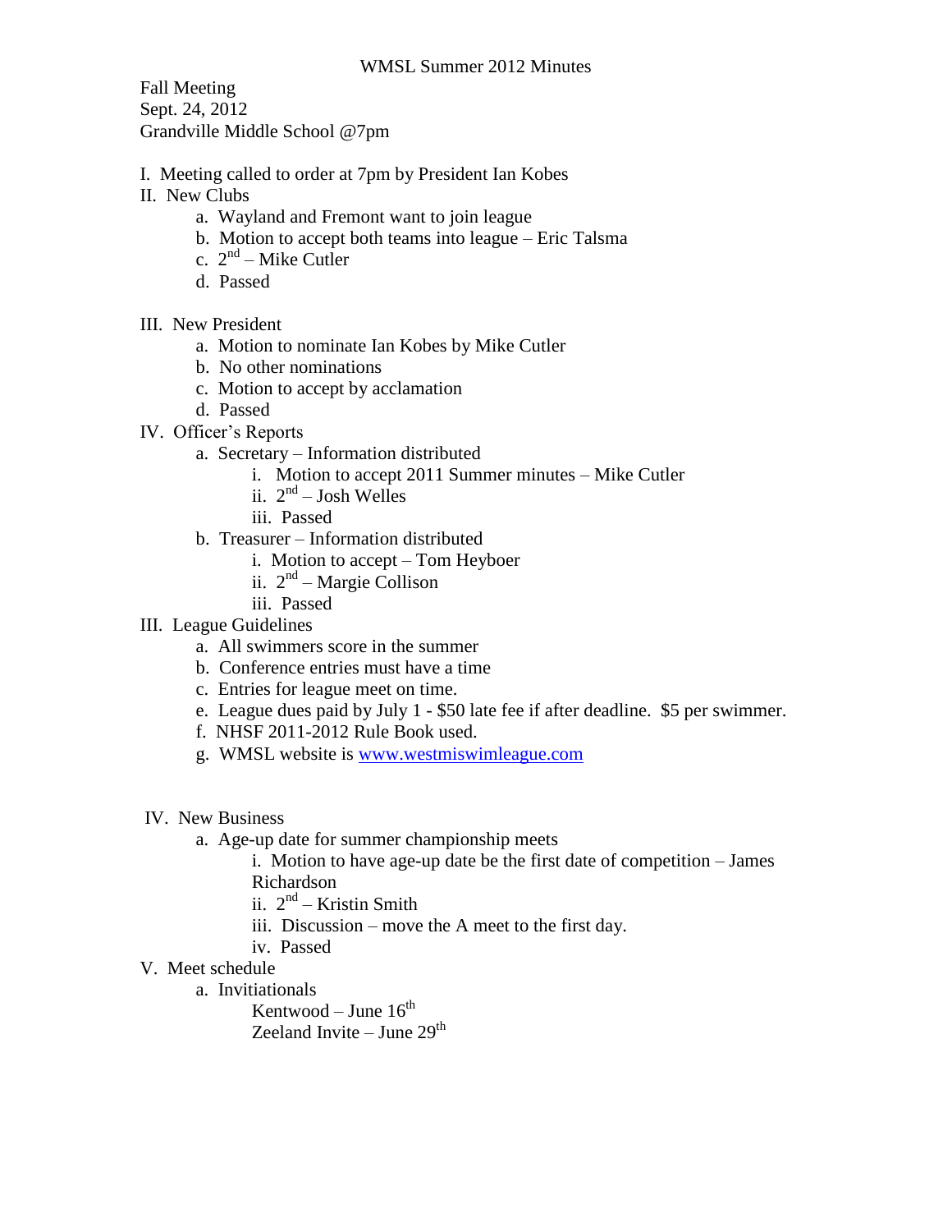WMSL Summer 2012 Minutes

Fall Meeting
Sept. 24, 2012
Grandville Middle School @7pm

I. Meeting called to order at 7pm by President Ian Kobes

II. New Clubs
   a. Wayland and Fremont want to join league
   b. Motion to accept both teams into league – Eric Talsma
   c. 2nd – Mike Cutler
   d. Passed

III. New President
   a. Motion to nominate Ian Kobes by Mike Cutler
   b. No other nominations
   c. Motion to accept by acclamation
   d. Passed

IV. Officer's Reports
   a. Secretary – Information distributed
      i. Motion to accept 2011 Summer minutes – Mike Cutler
      ii. 2nd – Josh Welles
      iii. Passed
   b. Treasurer – Information distributed
      i. Motion to accept – Tom Heyboer
      ii. 2nd – Margie Collison
      iii. Passed

III. League Guidelines
   a. All swimmers score in the summer
   b. Conference entries must have a time
   c. Entries for league meet on time.
   e. League dues paid by July 1 - $50 late fee if after deadline. $5 per swimmer.
   f. NHSF 2011-2012 Rule Book used.
   g. WMSL website is www.westmiswimleague.com

IV. New Business
   a. Age-up date for summer championship meets
      i. Motion to have age-up date be the first date of competition – James Richardson
      ii. 2nd – Kristin Smith
      iii. Discussion – move the A meet to the first day.
      iv. Passed

V. Meet schedule
   a. Invititationals
      Kentwood – June 16th
      Zeeland Invite – June 29th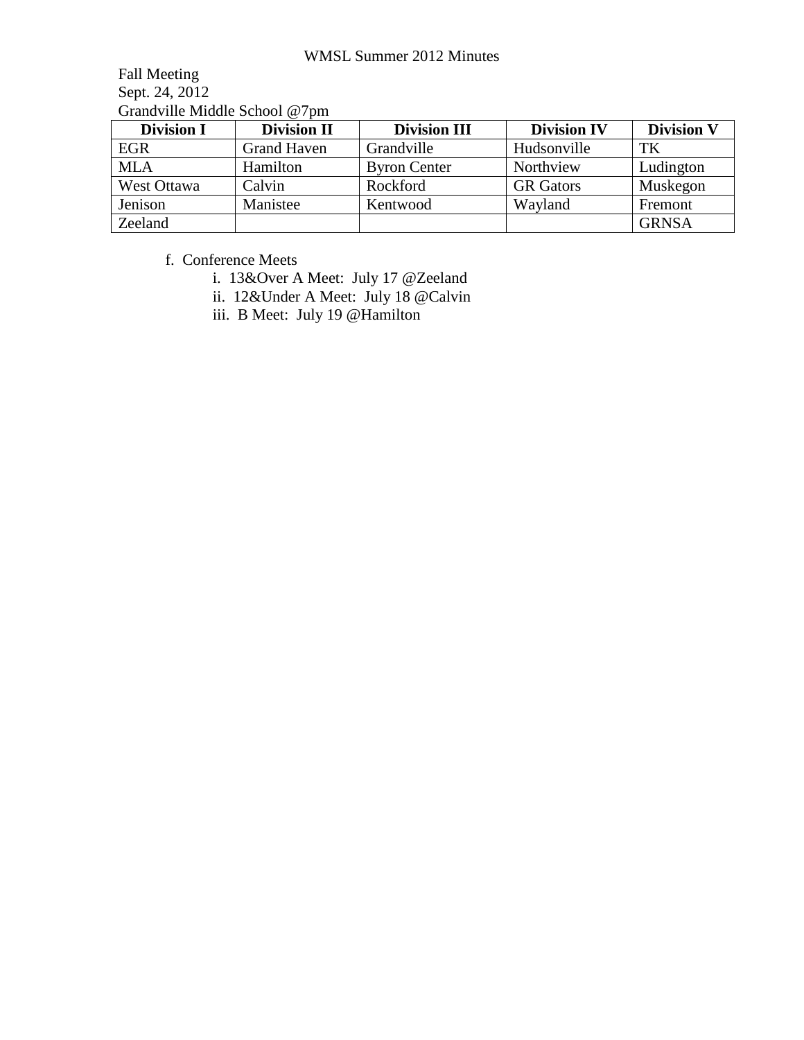WMSL Summer 2012 Minutes

Fall Meeting
Sept. 24, 2012
Grandville Middle School @7pm

| Division I | Division II | Division III | Division IV | Division V |
|---|---|---|---|---|
| EGR | Grand Haven | Grandville | Hudsonville | TK |
| MLA | Hamilton | Byron Center | Northview | Ludington |
| West Ottawa | Calvin | Rockford | GR Gators | Muskegon |
| Jenison | Manistee | Kentwood | Wayland | Fremont |
| Zeeland | | | | GRNSA |

f. Conference Meets
   i. 13&Over A Meet: July 17 @Zeeland
   ii. 12&Under A Meet: July 18 @Calvin
   iii. B Meet: July 19 @Hamilton